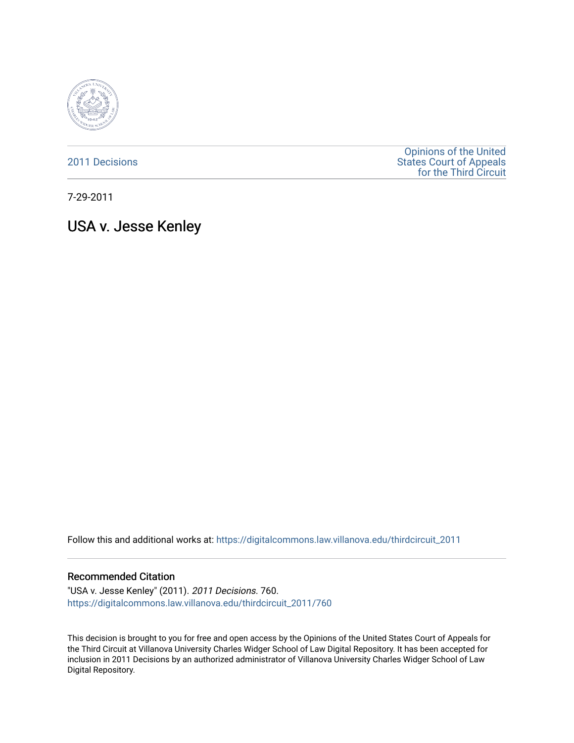2011 Decisions

Opinions of the United States Court of Appeals for the Third Circuit

7-29-2011

# USA v. Jesse Kenley

Follow this and additional works at: https://digitalcommons.law.villanova.edu/thirdcircuit_2011

## Recommended Citation

"USA v. Jesse Kenley" (2011). *2011 Decisions*. 760.
https://digitalcommons.law.villanova.edu/thirdcircuit_2011/760

This decision is brought to you for free and open access by the Opinions of the United States Court of Appeals for the Third Circuit at Villanova University Charles Widger School of Law Digital Repository. It has been accepted for inclusion in 2011 Decisions by an authorized administrator of Villanova University Charles Widger School of Law Digital Repository.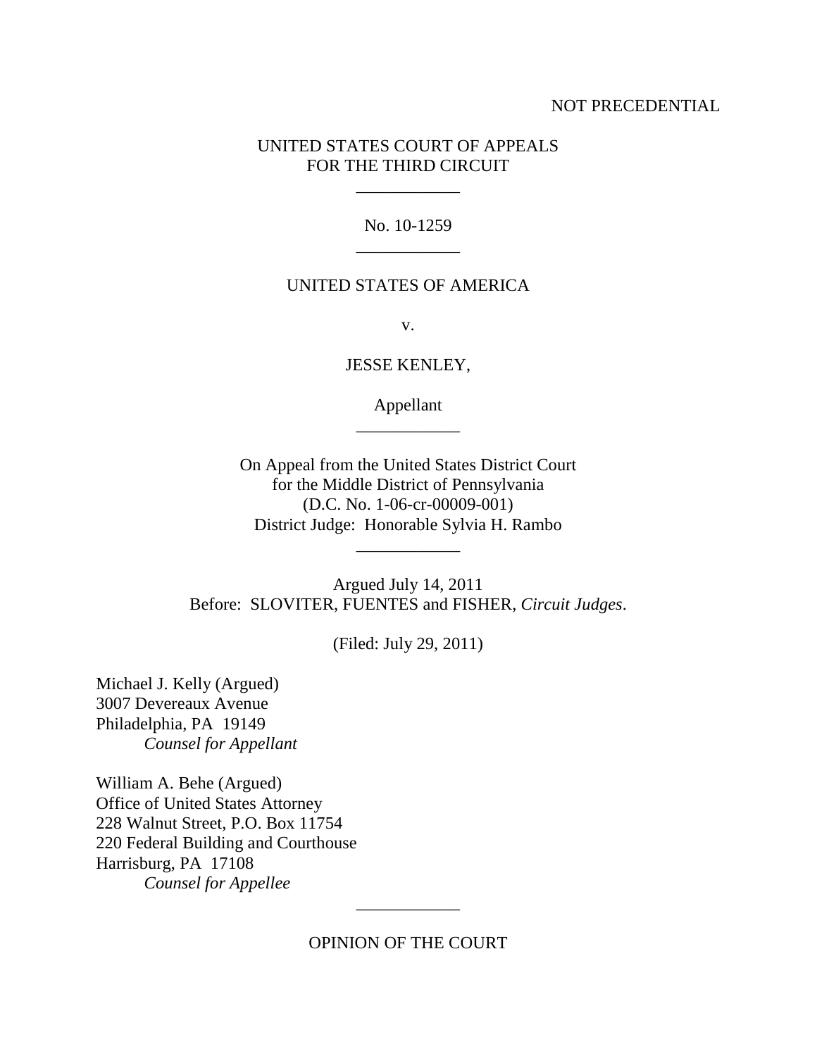NOT PRECEDENTIAL

UNITED STATES COURT OF APPEALS
FOR THE THIRD CIRCUIT

---

No. 10-1259

---

UNITED STATES OF AMERICA

v.

JESSE KENLEY,

Appellant

---

On Appeal from the United States District Court
for the Middle District of Pennsylvania
(D.C. No. 1-06-cr-00009-001)
District Judge: Honorable Sylvia H. Rambo

---

Argued July 14, 2011
Before: SLOVITER, FUENTES and FISHER, *Circuit Judges*.

(Filed: July 29, 2011)

Michael J. Kelly (Argued)
3007 Devereaux Avenue
Philadelphia, PA 19149
*Counsel for Appellant*

William A. Behe (Argued)
Office of United States Attorney
228 Walnut Street, P.O. Box 11754
220 Federal Building and Courthouse
Harrisburg, PA 17108
*Counsel for Appellee*

---

OPINION OF THE COURT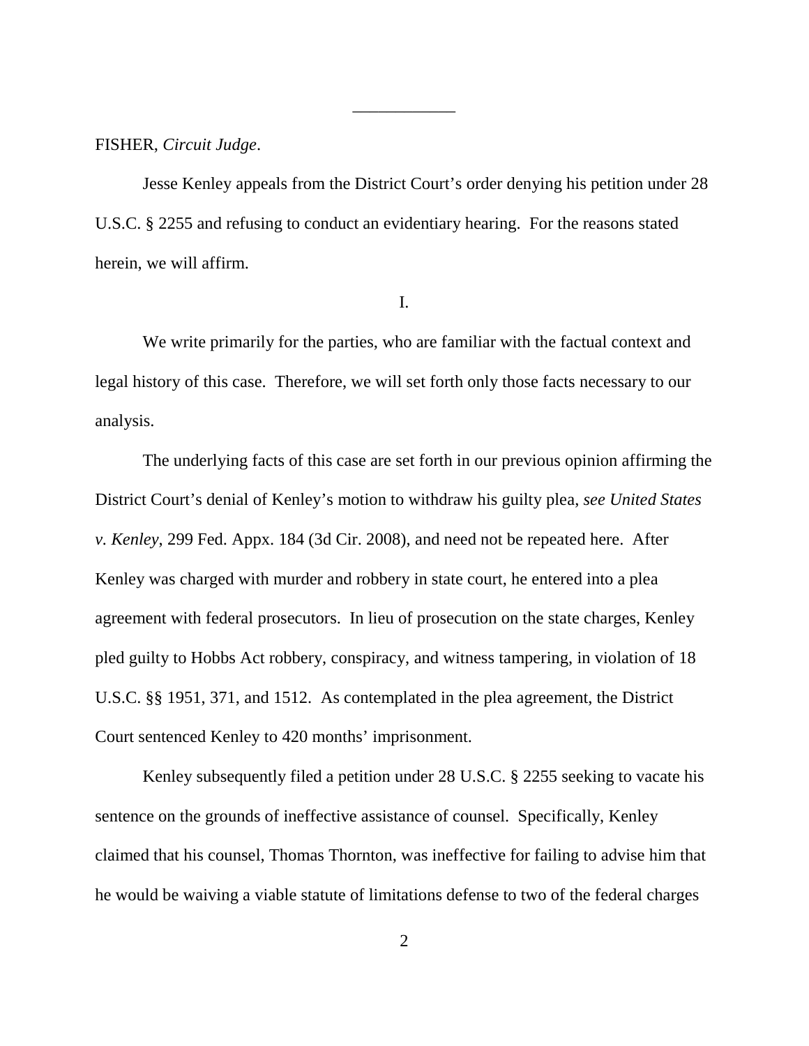FISHER, *Circuit Judge*.

Jesse Kenley appeals from the District Court's order denying his petition under 28 U.S.C. § 2255 and refusing to conduct an evidentiary hearing. For the reasons stated herein, we will affirm.

I.

We write primarily for the parties, who are familiar with the factual context and legal history of this case. Therefore, we will set forth only those facts necessary to our analysis.

The underlying facts of this case are set forth in our previous opinion affirming the District Court's denial of Kenley's motion to withdraw his guilty plea, *see United States v. Kenley*, 299 Fed. Appx. 184 (3d Cir. 2008), and need not be repeated here. After Kenley was charged with murder and robbery in state court, he entered into a plea agreement with federal prosecutors. In lieu of prosecution on the state charges, Kenley pled guilty to Hobbs Act robbery, conspiracy, and witness tampering, in violation of 18 U.S.C. §§ 1951, 371, and 1512. As contemplated in the plea agreement, the District Court sentenced Kenley to 420 months' imprisonment.

Kenley subsequently filed a petition under 28 U.S.C. § 2255 seeking to vacate his sentence on the grounds of ineffective assistance of counsel. Specifically, Kenley claimed that his counsel, Thomas Thornton, was ineffective for failing to advise him that he would be waiving a viable statute of limitations defense to two of the federal charges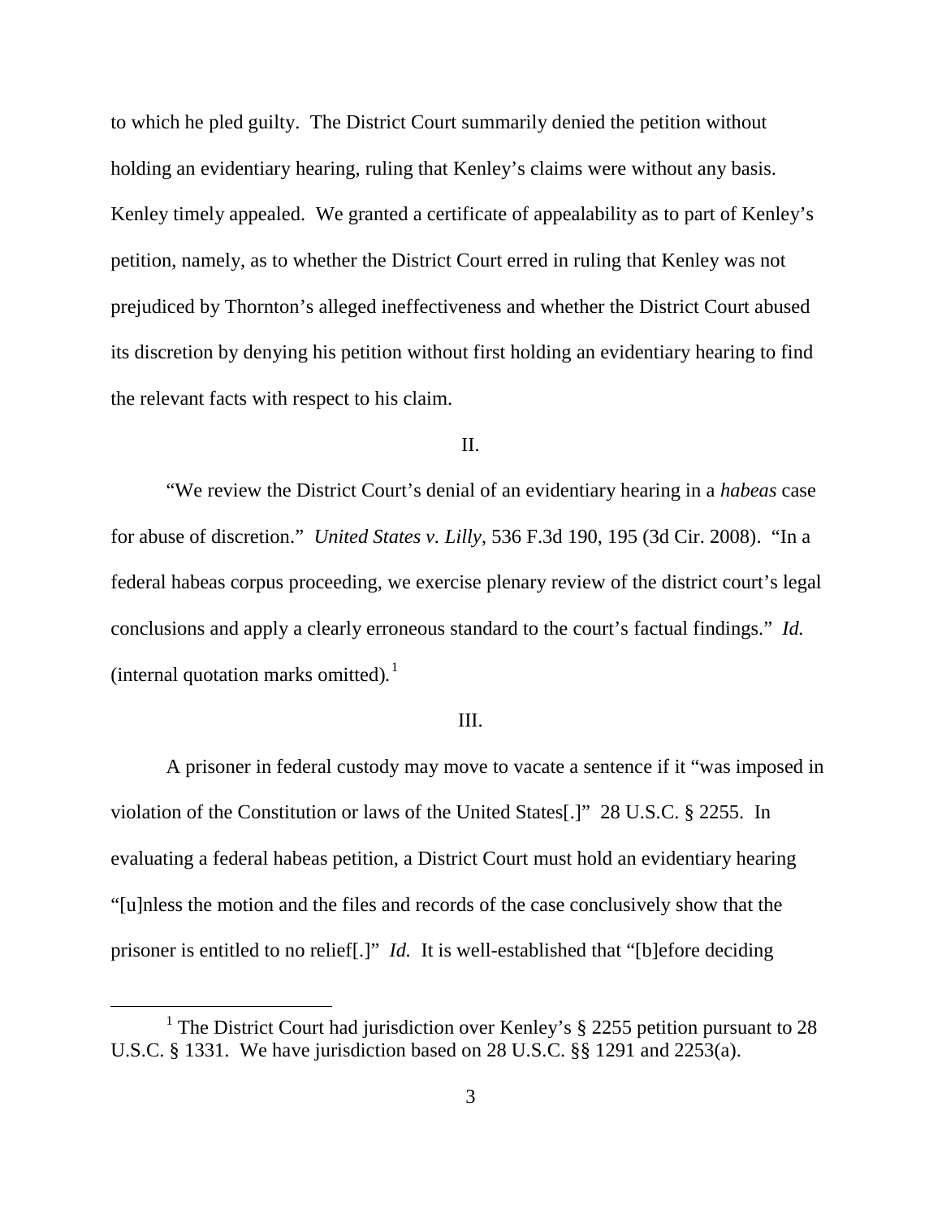to which he pled guilty. The District Court summarily denied the petition without holding an evidentiary hearing, ruling that Kenley's claims were without any basis. Kenley timely appealed. We granted a certificate of appealability as to part of Kenley's petition, namely, as to whether the District Court erred in ruling that Kenley was not prejudiced by Thornton's alleged ineffectiveness and whether the District Court abused its discretion by denying his petition without first holding an evidentiary hearing to find the relevant facts with respect to his claim.

II.

"We review the District Court's denial of an evidentiary hearing in a *habeas* case for abuse of discretion." *United States v. Lilly*, 536 F.3d 190, 195 (3d Cir. 2008). "In a federal habeas corpus proceeding, we exercise plenary review of the district court's legal conclusions and apply a clearly erroneous standard to the court's factual findings." *Id.* (internal quotation marks omitted).[1]

III.

A prisoner in federal custody may move to vacate a sentence if it "was imposed in violation of the Constitution or laws of the United States[.]" 28 U.S.C. § 2255. In evaluating a federal habeas petition, a District Court must hold an evidentiary hearing "[u]nless the motion and the files and records of the case conclusively show that the prisoner is entitled to no relief[.]" *Id.* It is well-established that "[b]efore deciding

[1] The District Court had jurisdiction over Kenley's § 2255 petition pursuant to 28 U.S.C. § 1331. We have jurisdiction based on 28 U.S.C. §§ 1291 and 2253(a).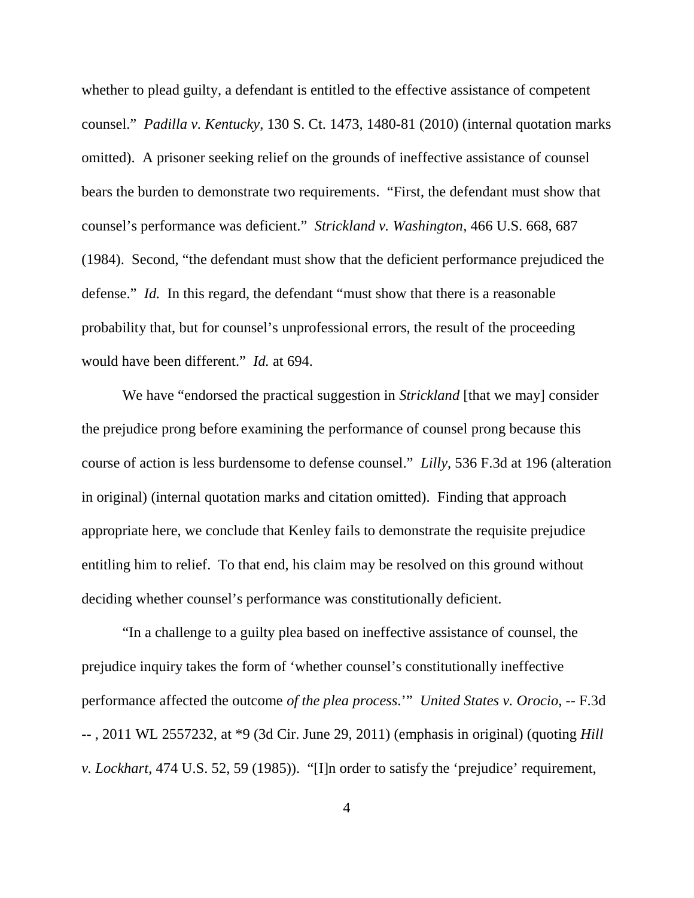whether to plead guilty, a defendant is entitled to the effective assistance of competent counsel." *Padilla v. Kentucky*, 130 S. Ct. 1473, 1480-81 (2010) (internal quotation marks omitted). A prisoner seeking relief on the grounds of ineffective assistance of counsel bears the burden to demonstrate two requirements. "First, the defendant must show that counsel's performance was deficient." *Strickland v. Washington*, 466 U.S. 668, 687 (1984). Second, "the defendant must show that the deficient performance prejudiced the defense." *Id.* In this regard, the defendant "must show that there is a reasonable probability that, but for counsel's unprofessional errors, the result of the proceeding would have been different." *Id.* at 694.

We have "endorsed the practical suggestion in *Strickland* [that we may] consider the prejudice prong before examining the performance of counsel prong because this course of action is less burdensome to defense counsel." *Lilly*, 536 F.3d at 196 (alteration in original) (internal quotation marks and citation omitted). Finding that approach appropriate here, we conclude that Kenley fails to demonstrate the requisite prejudice entitling him to relief. To that end, his claim may be resolved on this ground without deciding whether counsel's performance was constitutionally deficient.

"In a challenge to a guilty plea based on ineffective assistance of counsel, the prejudice inquiry takes the form of 'whether counsel's constitutionally ineffective performance affected the outcome *of the plea process*.'" *United States v. Orocio*, -- F.3d -- , 2011 WL 2557232, at *9 (3d Cir. June 29, 2011) (emphasis in original) (quoting *Hill v. Lockhart*, 474 U.S. 52, 59 (1985)). "[I]n order to satisfy the 'prejudice' requirement,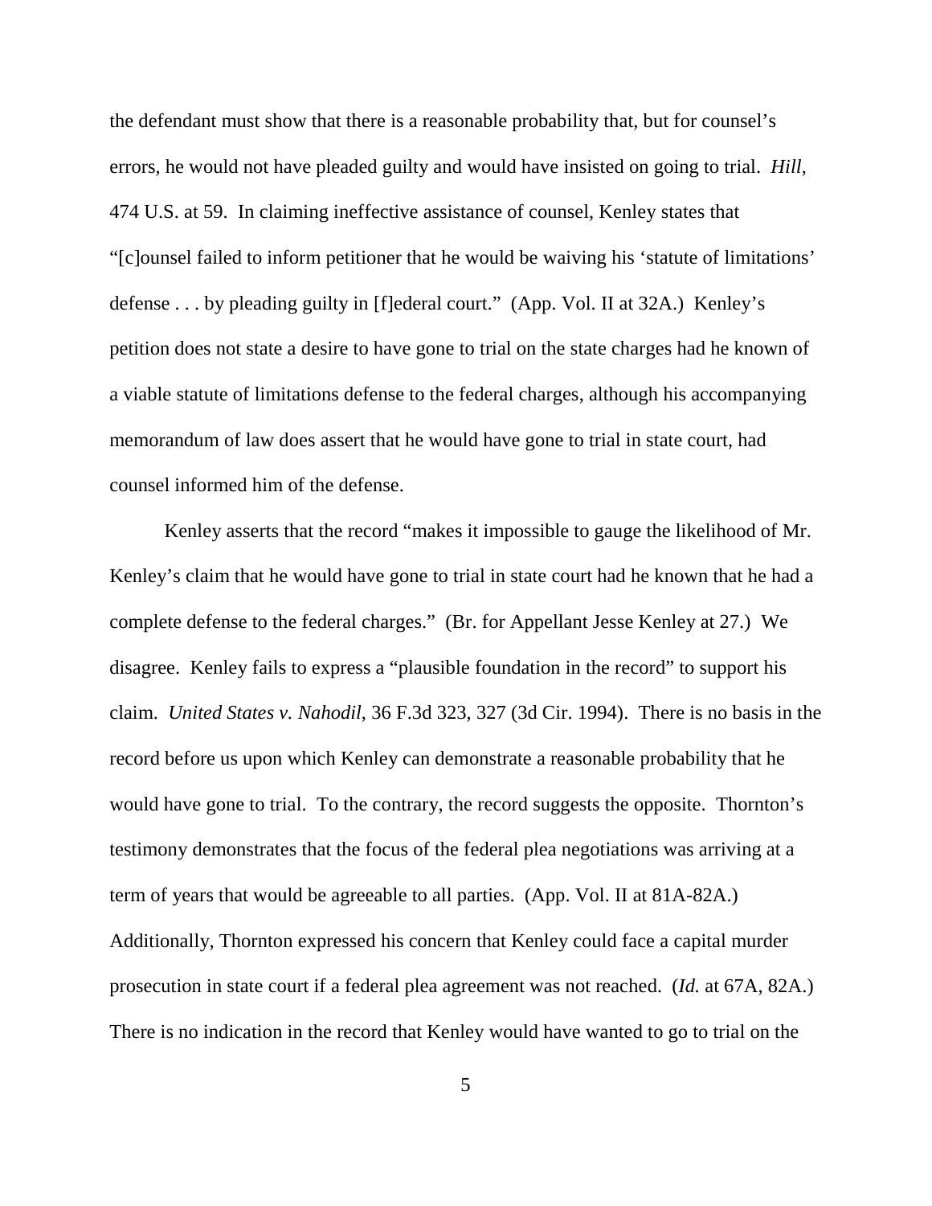the defendant must show that there is a reasonable probability that, but for counsel's errors, he would not have pleaded guilty and would have insisted on going to trial. *Hill*, 474 U.S. at 59. In claiming ineffective assistance of counsel, Kenley states that "[c]ounsel failed to inform petitioner that he would be waiving his 'statute of limitations' defense . . . by pleading guilty in [f]ederal court." (App. Vol. II at 32A.) Kenley's petition does not state a desire to have gone to trial on the state charges had he known of a viable statute of limitations defense to the federal charges, although his accompanying memorandum of law does assert that he would have gone to trial in state court, had counsel informed him of the defense.

Kenley asserts that the record "makes it impossible to gauge the likelihood of Mr. Kenley's claim that he would have gone to trial in state court had he known that he had a complete defense to the federal charges." (Br. for Appellant Jesse Kenley at 27.) We disagree. Kenley fails to express a "plausible foundation in the record" to support his claim. *United States v. Nahodil*, 36 F.3d 323, 327 (3d Cir. 1994). There is no basis in the record before us upon which Kenley can demonstrate a reasonable probability that he would have gone to trial. To the contrary, the record suggests the opposite. Thornton's testimony demonstrates that the focus of the federal plea negotiations was arriving at a term of years that would be agreeable to all parties. (App. Vol. II at 81A-82A.) Additionally, Thornton expressed his concern that Kenley could face a capital murder prosecution in state court if a federal plea agreement was not reached. (*Id.* at 67A, 82A.) There is no indication in the record that Kenley would have wanted to go to trial on the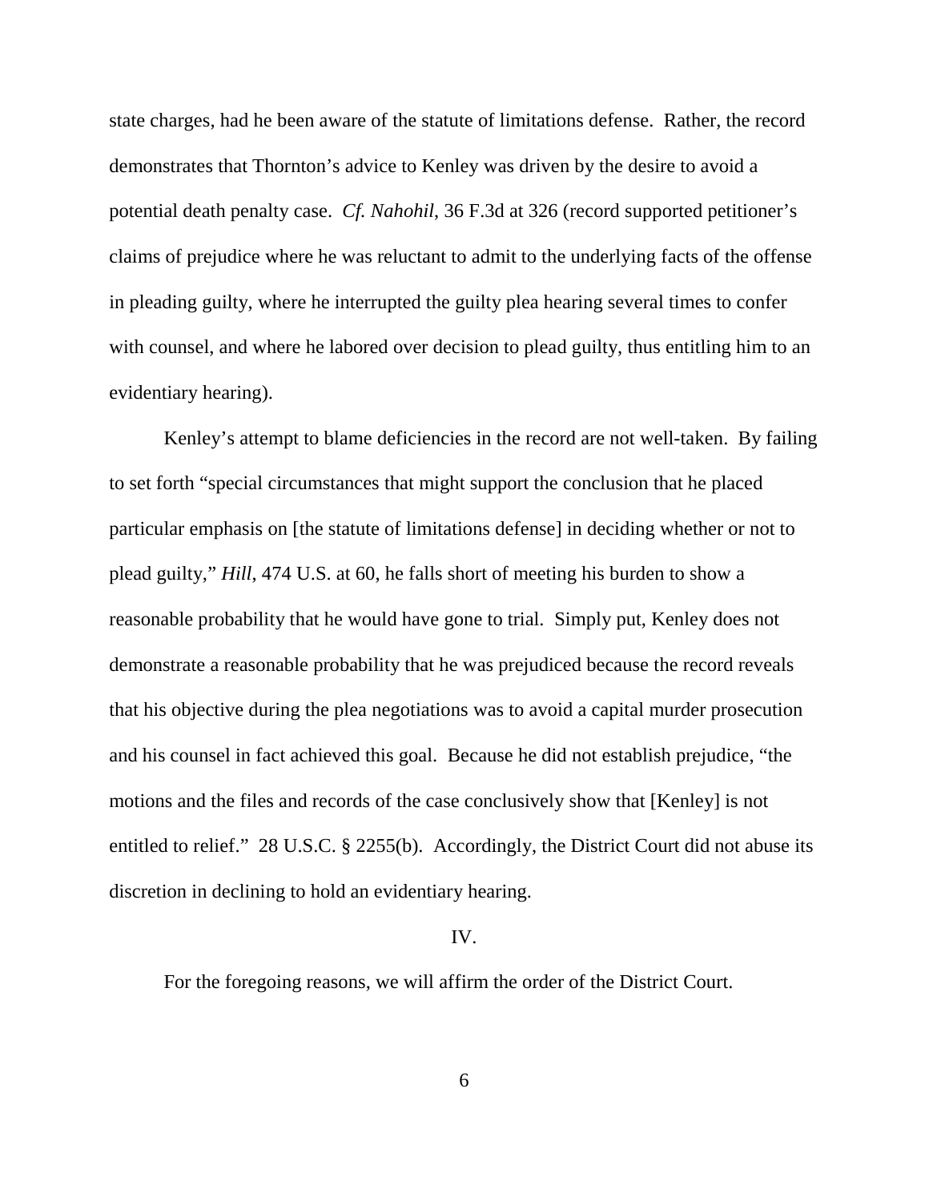state charges, had he been aware of the statute of limitations defense. Rather, the record demonstrates that Thornton's advice to Kenley was driven by the desire to avoid a potential death penalty case. *Cf. Nahohil*, 36 F.3d at 326 (record supported petitioner's claims of prejudice where he was reluctant to admit to the underlying facts of the offense in pleading guilty, where he interrupted the guilty plea hearing several times to confer with counsel, and where he labored over decision to plead guilty, thus entitling him to an evidentiary hearing).

Kenley's attempt to blame deficiencies in the record are not well-taken. By failing to set forth "special circumstances that might support the conclusion that he placed particular emphasis on [the statute of limitations defense] in deciding whether or not to plead guilty," *Hill*, 474 U.S. at 60, he falls short of meeting his burden to show a reasonable probability that he would have gone to trial. Simply put, Kenley does not demonstrate a reasonable probability that he was prejudiced because the record reveals that his objective during the plea negotiations was to avoid a capital murder prosecution and his counsel in fact achieved this goal. Because he did not establish prejudice, "the motions and the files and records of the case conclusively show that [Kenley] is not entitled to relief." 28 U.S.C. § 2255(b). Accordingly, the District Court did not abuse its discretion in declining to hold an evidentiary hearing.

## IV.

For the foregoing reasons, we will affirm the order of the District Court.